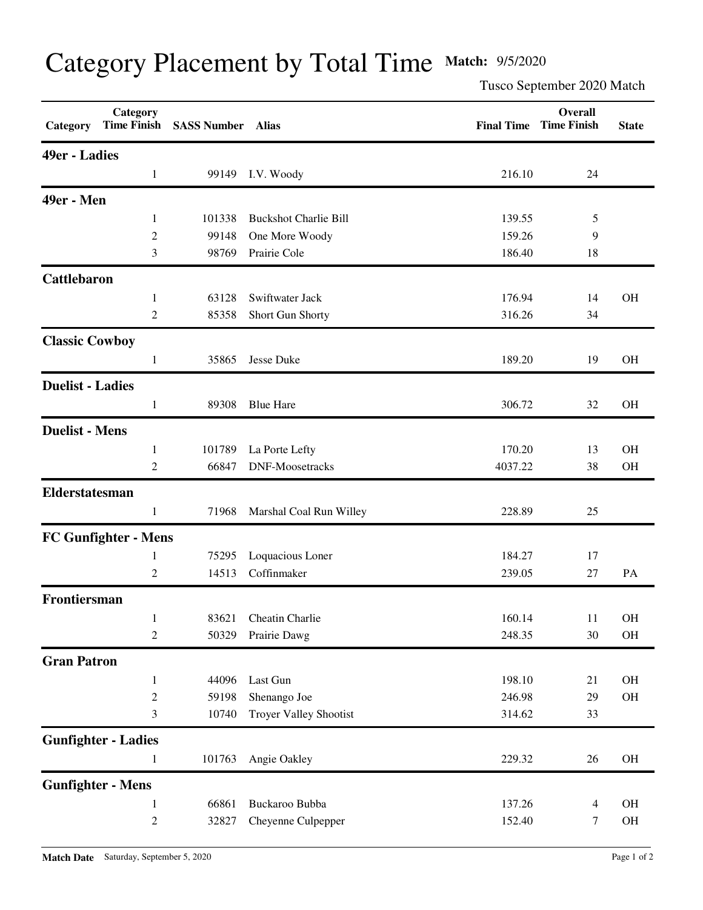# Category Placement by Total Time

**Match:** 9/5/2020

Tusco September 2020 Match

| Category | Category Time Finish | SASS Number | Alias | Final Time | Overall Time Finish | State |
|---|---|---|---|---|---|---|
| **49er - Ladies** | | | | | | |
| | 1 | 99149 | I.V. Woody | 216.10 | 24 | |
| **49er - Men** | | | | | | |
| | 1 | 101338 | Buckshot Charlie Bill | 139.55 | 5 | |
| | 2 | 99148 | One More Woody | 159.26 | 9 | |
| | 3 | 98769 | Prairie Cole | 186.40 | 18 | |
| **Cattlebaron** | | | | | | |
| | 1 | 63128 | Swiftwater Jack | 176.94 | 14 | OH |
| | 2 | 85358 | Short Gun Shorty | 316.26 | 34 | |
| **Classic Cowboy** | | | | | | |
| | 1 | 35865 | Jesse Duke | 189.20 | 19 | OH |
| **Duelist - Ladies** | | | | | | |
| | 1 | 89308 | Blue Hare | 306.72 | 32 | OH |
| **Duelist - Mens** | | | | | | |
| | 1 | 101789 | La Porte Lefty | 170.20 | 13 | OH |
| | 2 | 66847 | DNF-Moosetracks | 4037.22 | 38 | OH |
| **Elderstatesman** | | | | | | |
| | 1 | 71968 | Marshal Coal Run Willey | 228.89 | 25 | |
| **FC Gunfighter - Mens** | | | | | | |
| | 1 | 75295 | Loquacious Loner | 184.27 | 17 | |
| | 2 | 14513 | Coffinmaker | 239.05 | 27 | PA |
| **Frontiersman** | | | | | | |
| | 1 | 83621 | Cheatin Charlie | 160.14 | 11 | OH |
| | 2 | 50329 | Prairie Dawg | 248.35 | 30 | OH |
| **Gran Patron** | | | | | | |
| | 1 | 44096 | Last Gun | 198.10 | 21 | OH |
| | 2 | 59198 | Shenango Joe | 246.98 | 29 | OH |
| | 3 | 10740 | Troyer Valley Shootist | 314.62 | 33 | |
| **Gunfighter - Ladies** | | | | | | |
| | 1 | 101763 | Angie Oakley | 229.32 | 26 | OH |
| **Gunfighter - Mens** | | | | | | |
| | 1 | 66861 | Buckaroo Bubba | 137.26 | 4 | OH |
| | 2 | 32827 | Cheyenne Culpepper | 152.40 | 7 | OH |

**Match Date** Saturday, September 5, 2020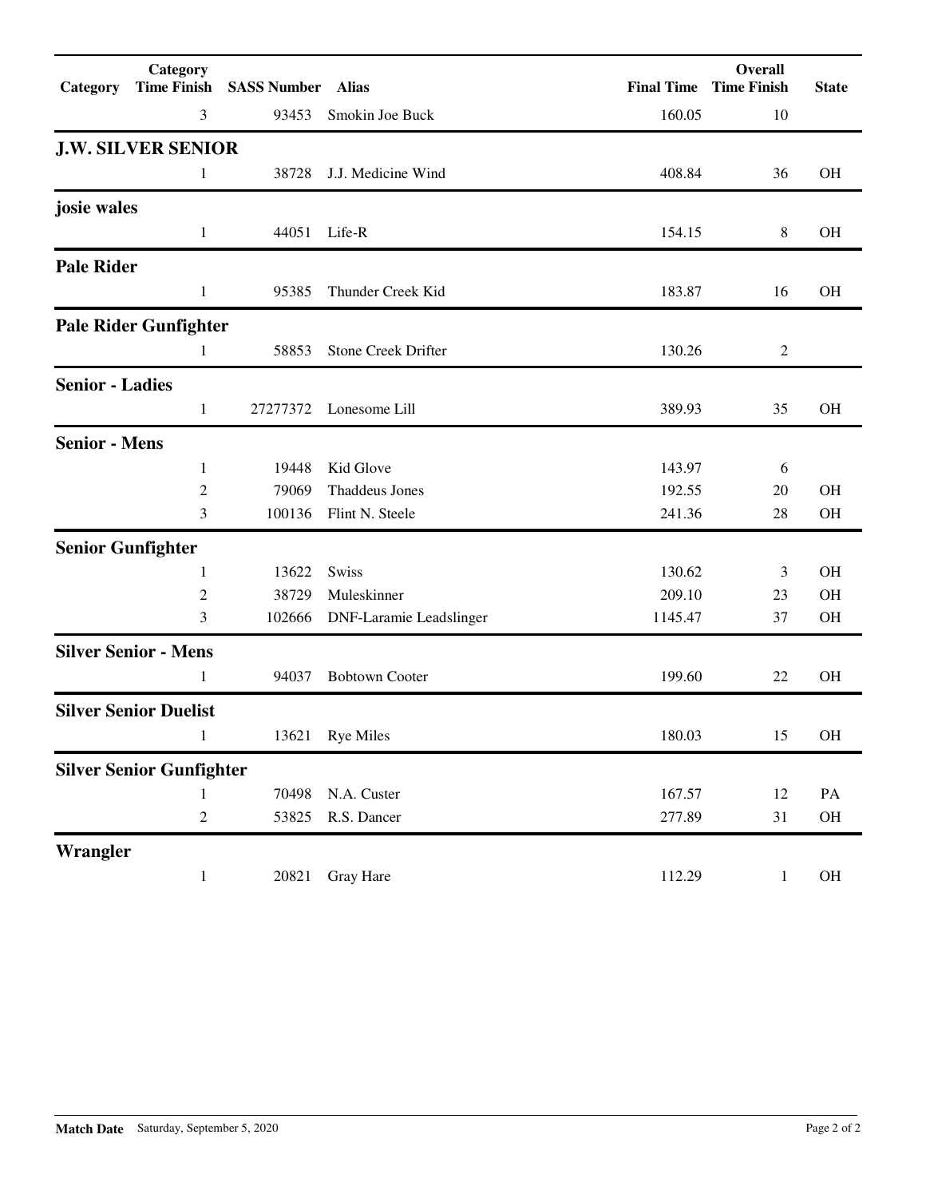| Category | Category Time Finish | SASS Number | Alias | Final Time | Overall Time Finish | State |
|---|---|---|---|---|---|---|
| | 3 | 93453 | Smokin Joe Buck | 160.05 | 10 | |
| **J.W. SILVER SENIOR** | | | | | | |
| | 1 | 38728 | J.J. Medicine Wind | 408.84 | 36 | OH |
| **josie wales** | | | | | | |
| | 1 | 44051 | Life-R | 154.15 | 8 | OH |
| **Pale Rider** | | | | | | |
| | 1 | 95385 | Thunder Creek Kid | 183.87 | 16 | OH |
| **Pale Rider Gunfighter** | | | | | | |
| | 1 | 58853 | Stone Creek Drifter | 130.26 | 2 | |
| **Senior - Ladies** | | | | | | |
| | 1 | 27277372 | Lonesome Lill | 389.93 | 35 | OH |
| **Senior - Mens** | | | | | | |
| | 1 | 19448 | Kid Glove | 143.97 | 6 | |
| | 2 | 79069 | Thaddeus Jones | 192.55 | 20 | OH |
| | 3 | 100136 | Flint N. Steele | 241.36 | 28 | OH |
| **Senior Gunfighter** | | | | | | |
| | 1 | 13622 | Swiss | 130.62 | 3 | OH |
| | 2 | 38729 | Muleskinner | 209.10 | 23 | OH |
| | 3 | 102666 | DNF-Laramie Leadslinger | 1145.47 | 37 | OH |
| **Silver Senior - Mens** | | | | | | |
| | 1 | 94037 | Bobtown Cooter | 199.60 | 22 | OH |
| **Silver Senior Duelist** | | | | | | |
| | 1 | 13621 | Rye Miles | 180.03 | 15 | OH |
| **Silver Senior Gunfighter** | | | | | | |
| | 1 | 70498 | N.A. Custer | 167.57 | 12 | PA |
| | 2 | 53825 | R.S. Dancer | 277.89 | 31 | OH |
| **Wrangler** | | | | | | |
| | 1 | 20821 | Gray Hare | 112.29 | 1 | OH |

**Match Date** Saturday, September 5, 2020